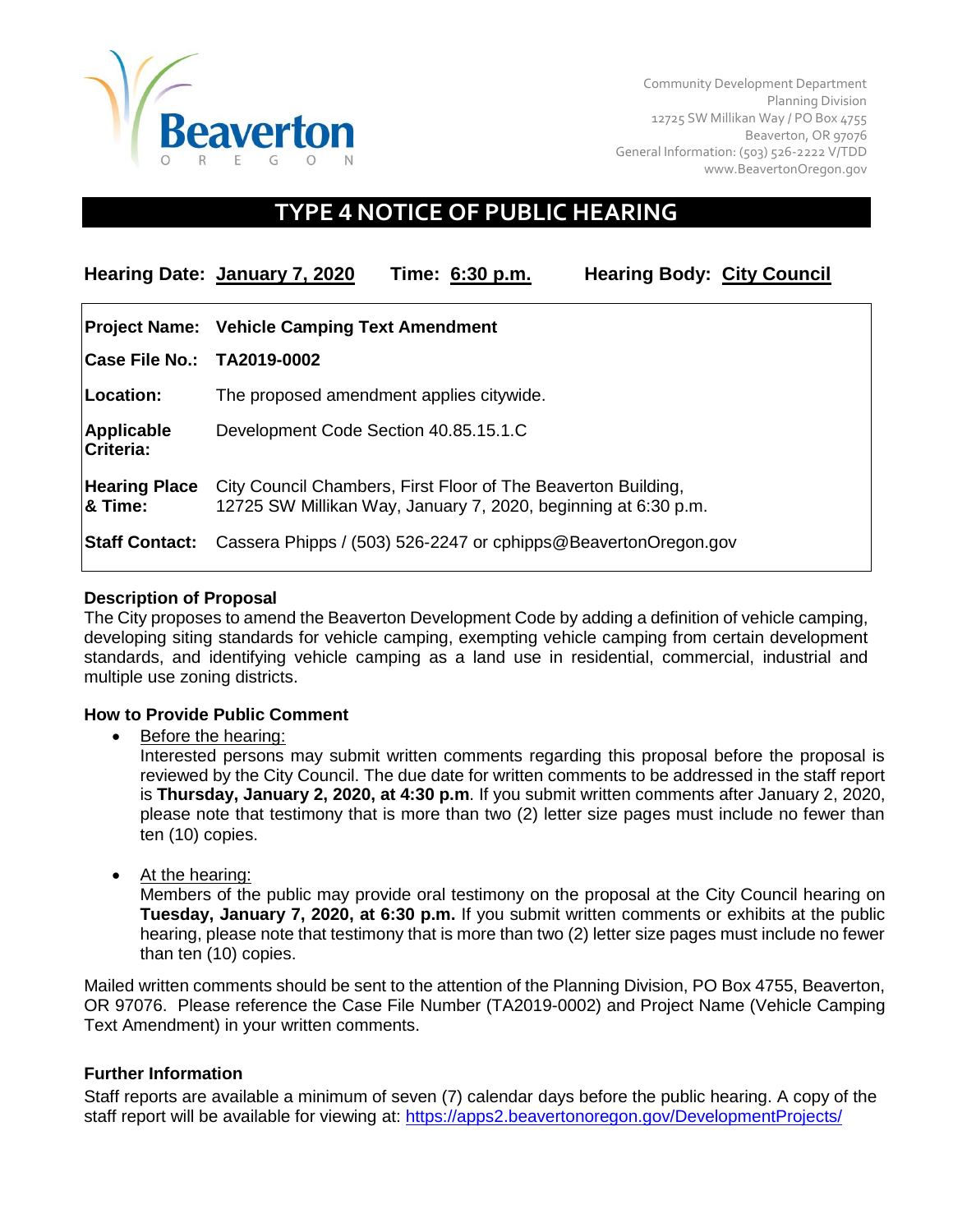Beaverton
OREGON

Community Development Department
Planning Division
12725 SW Millikan Way / PO Box 4755
Beaverton, OR 97076
General Information: (503) 526-2222 V/TDD
www.BeavertonOregon.gov

# TYPE 4 NOTICE OF PUBLIC HEARING

**Hearing Date:** **January 7, 2020** **Time:** **6:30 p.m.** **Hearing Body:** **City Council**

| | |
|---|---|
| **Project Name:** | **Vehicle Camping Text Amendment** |
| **Case File No.:** | **TA2019-0002** |
| **Location:** | The proposed amendment applies citywide. |
| **Applicable Criteria:** | Development Code Section 40.85.15.1.C |
| **Hearing Place & Time:** | City Council Chambers, First Floor of The Beaverton Building, 12725 SW Millikan Way, January 7, 2020, beginning at 6:30 p.m. |
| **Staff Contact:** | Cassera Phipps / (503) 526-2247 or cphipps@BeavertonOregon.gov |

### Description of Proposal

The City proposes to amend the Beaverton Development Code by adding a definition of vehicle camping, developing siting standards for vehicle camping, exempting vehicle camping from certain development standards, and identifying vehicle camping as a land use in residential, commercial, industrial and multiple use zoning districts.

### How to Provide Public Comment

- Before the hearing:
  Interested persons may submit written comments regarding this proposal before the proposal is reviewed by the City Council. The due date for written comments to be addressed in the staff report is **Thursday, January 2, 2020, at 4:30 p.m**. If you submit written comments after January 2, 2020, please note that testimony that is more than two (2) letter size pages must include no fewer than ten (10) copies.

- At the hearing:
  Members of the public may provide oral testimony on the proposal at the City Council hearing on **Tuesday, January 7, 2020, at 6:30 p.m.** If you submit written comments or exhibits at the public hearing, please note that testimony that is more than two (2) letter size pages must include no fewer than ten (10) copies.

Mailed written comments should be sent to the attention of the Planning Division, PO Box 4755, Beaverton, OR 97076. Please reference the Case File Number (TA2019-0002) and Project Name (Vehicle Camping Text Amendment) in your written comments.

### Further Information

Staff reports are available a minimum of seven (7) calendar days before the public hearing. A copy of the staff report will be available for viewing at: https://apps2.beavertonoregon.gov/DevelopmentProjects/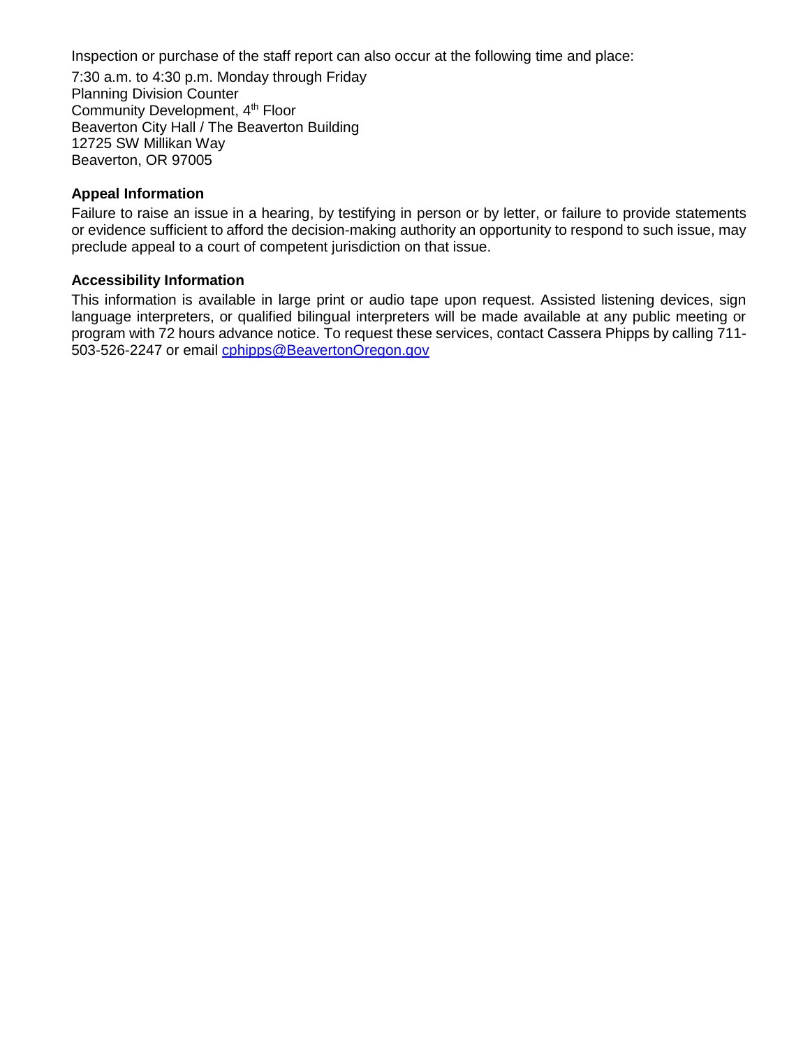Inspection or purchase of the staff report can also occur at the following time and place:

7:30 a.m. to 4:30 p.m. Monday through Friday
Planning Division Counter
Community Development, 4th Floor
Beaverton City Hall / The Beaverton Building
12725 SW Millikan Way
Beaverton, OR 97005

**Appeal Information**

Failure to raise an issue in a hearing, by testifying in person or by letter, or failure to provide statements or evidence sufficient to afford the decision-making authority an opportunity to respond to such issue, may preclude appeal to a court of competent jurisdiction on that issue.

**Accessibility Information**

This information is available in large print or audio tape upon request. Assisted listening devices, sign language interpreters, or qualified bilingual interpreters will be made available at any public meeting or program with 72 hours advance notice. To request these services, contact Cassera Phipps by calling 711-503-526-2247 or email cphipps@BeavertonOregon.gov